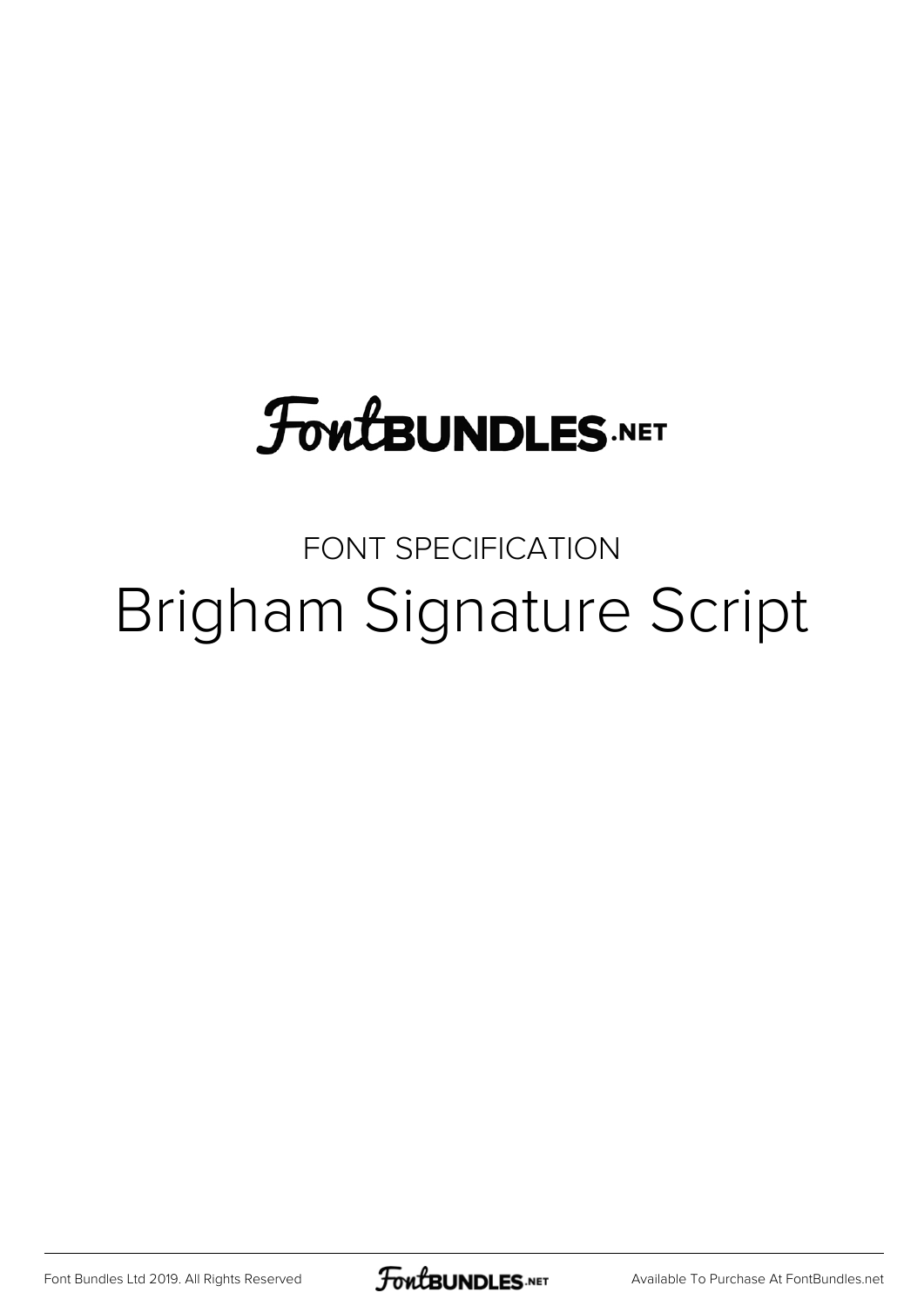# FontBUNDLES.NET

FONT SPECIFICATION

## Brigham Signature Script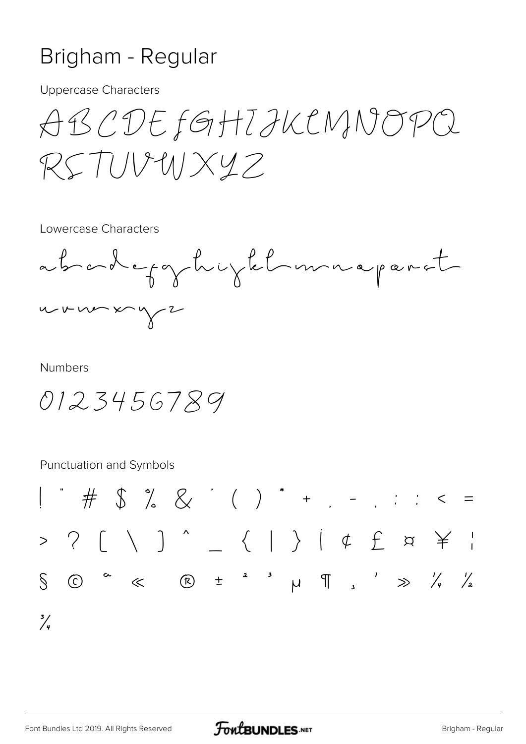# Brigham - Regular

Uppercase Characters

ABCDEFGHIJKLMNOPQ
RSTUVWXYZ

Lowercase Characters

abcdefghijklmnopqrst
uvwxyz

Numbers

0123456789

Punctuation and Symbols

! " # $ % & ' ( ) * + , - . : ; < =
> ? [ \ ] ^ _ { | } ¡ ¢ £ ¤ ¥ ¦
§ © ª « ® ± ² ³ µ ¶ ¸ ¹ » ¼ ½
¾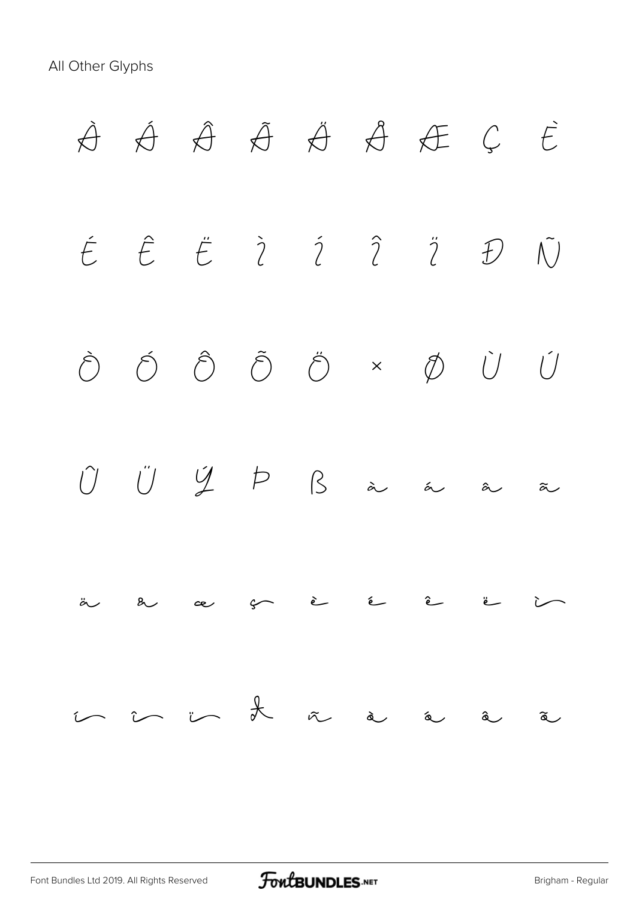All Other Glyphs

À Á Â Ã Ä Å Æ Ç È

É Ê Ë Ì Í Î Ï Ð Ñ

Ò Ó Ô Õ Ö × Ø Ù Ú

Û Ü Ý Þ ß à á â ã

ä å æ ç è é ê ë ì

í î ï ð ñ ò ó ô õ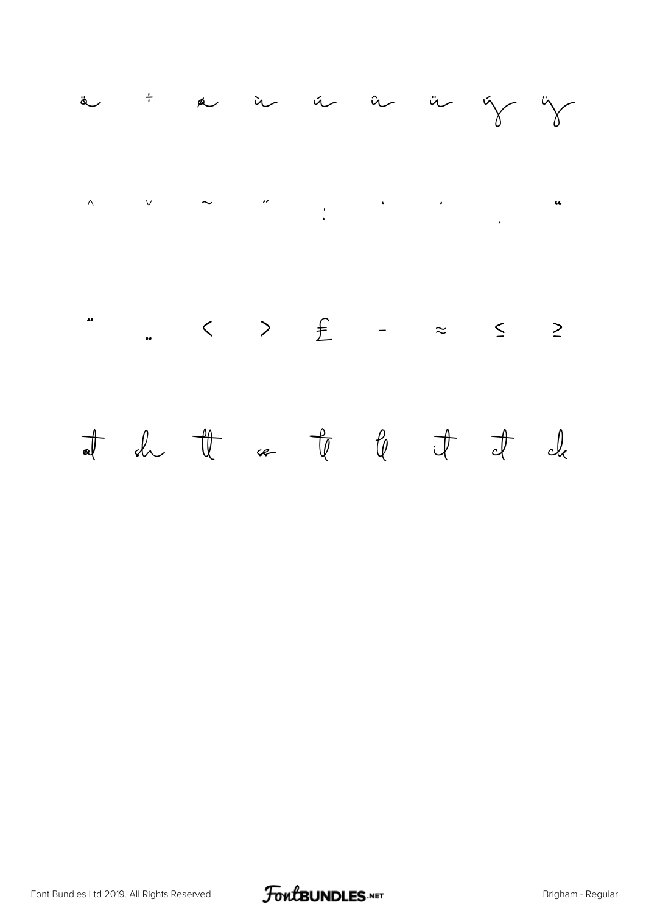æ ÷ ø ù ú û ü ý ÿ

^ ˇ ~ ˝ ¦ ‘ ’ ‚ “

” „ ‹ › £ – ≈ ≤ ≥

al sh tt ss te le it ct ck